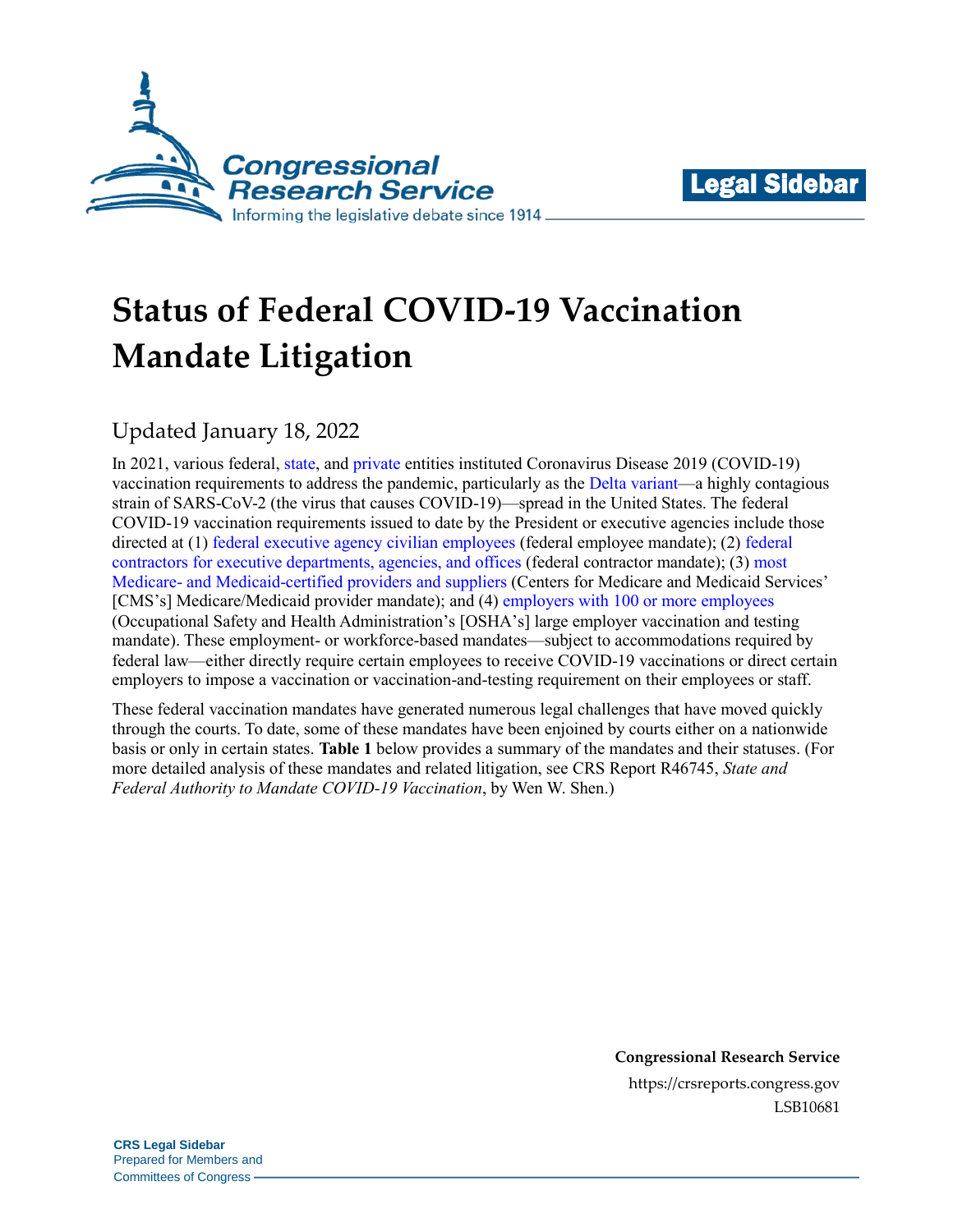# Status of Federal COVID-19 Vaccination Mandate Litigation

Updated January 18, 2022

In 2021, various federal, state, and private entities instituted Coronavirus Disease 2019 (COVID-19) vaccination requirements to address the pandemic, particularly as the Delta variant—a highly contagious strain of SARS-CoV-2 (the virus that causes COVID-19)—spread in the United States. The federal COVID-19 vaccination requirements issued to date by the President or executive agencies include those directed at (1) federal executive agency civilian employees (federal employee mandate); (2) federal contractors for executive departments, agencies, and offices (federal contractor mandate); (3) most Medicare- and Medicaid-certified providers and suppliers (Centers for Medicare and Medicaid Services' [CMS's] Medicare/Medicaid provider mandate); and (4) employers with 100 or more employees (Occupational Safety and Health Administration's [OSHA's] large employer vaccination and testing mandate). These employment- or workforce-based mandates—subject to accommodations required by federal law—either directly require certain employees to receive COVID-19 vaccinations or direct certain employers to impose a vaccination or vaccination-and-testing requirement on their employees or staff.

These federal vaccination mandates have generated numerous legal challenges that have moved quickly through the courts. To date, some of these mandates have been enjoined by courts either on a nationwide basis or only in certain states. **Table 1** below provides a summary of the mandates and their statuses. (For more detailed analysis of these mandates and related litigation, see CRS Report R46745, *State and Federal Authority to Mandate COVID-19 Vaccination*, by Wen W. Shen.)

**Congressional Research Service**
https://crsreports.congress.gov
LSB10681

**CRS Legal Sidebar**
Prepared for Members and
Committees of Congress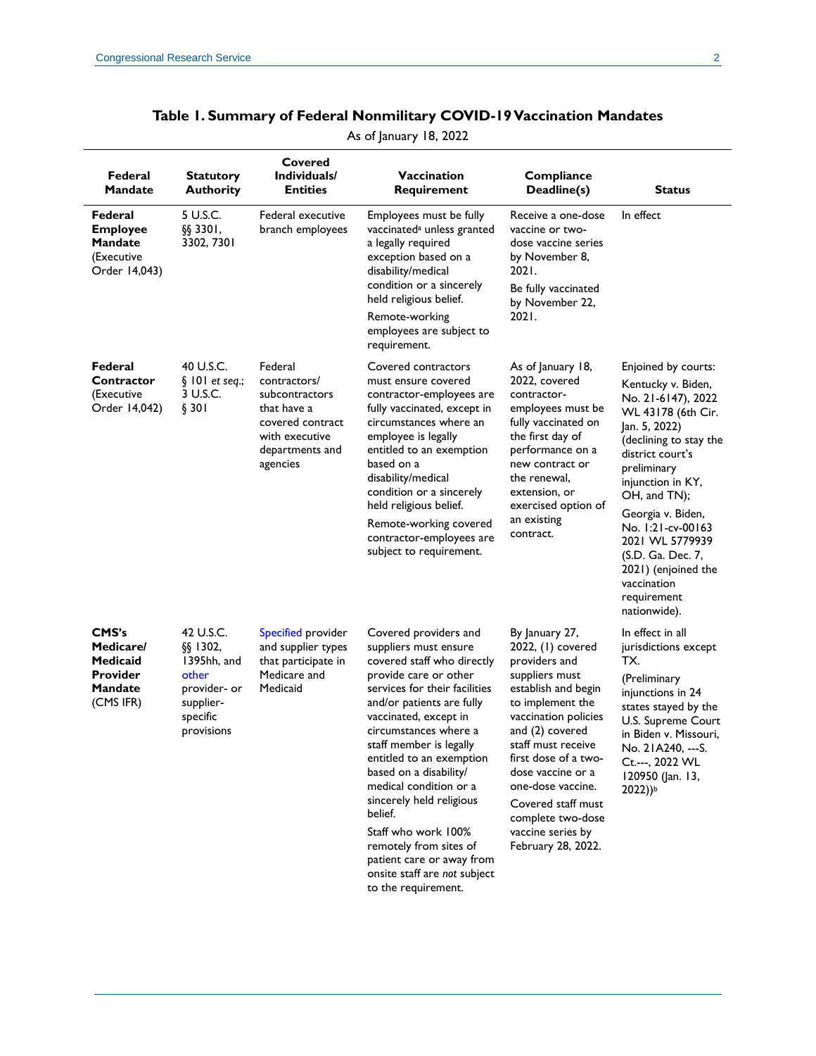**Table 1. Summary of Federal Nonmilitary COVID-19 Vaccination Mandates**

As of January 18, 2022

| Federal Mandate | Statutory Authority | Covered Individuals/ Entities | Vaccination Requirement | Compliance Deadline(s) | Status |
|---|---|---|---|---|---|
| **Federal Employee Mandate** (Executive Order 14,043) | 5 U.S.C. §§ 3301, 3302, 7301 | Federal executive branch employees | Employees must be fully vaccinated[a] unless granted a legally required exception based on a disability/medical condition or a sincerely held religious belief. Remote-working employees are subject to requirement. | Receive a one-dose vaccine or two-dose vaccine series by November 8, 2021. Be fully vaccinated by November 22, 2021. | In effect |
| **Federal Contractor** (Executive Order 14,042) | 40 U.S.C. § 101 *et seq.*; 3 U.S.C. § 301 | Federal contractors/ subcontractors that have a covered contract with executive departments and agencies | Covered contractors must ensure covered contractor-employees are fully vaccinated, except in circumstances where an employee is legally entitled to an exemption based on a disability/medical condition or a sincerely held religious belief. Remote-working covered contractor-employees are subject to requirement. | As of January 18, 2022, covered contractor-employees must be fully vaccinated on the first day of performance on a new contract or the renewal, extension, or exercised option of an existing contract. | Enjoined by courts: Kentucky v. Biden, No. 21-6147), 2022 WL 43178 (6th Cir. Jan. 5, 2022) (declining to stay the district court's preliminary injunction in KY, OH, and TN); Georgia v. Biden, No. 1:21-cv-00163 2021 WL 5779939 (S.D. Ga. Dec. 7, 2021) (enjoined the vaccination requirement nationwide). |
| **CMS's Medicare/ Medicaid Provider Mandate** (CMS IFR) | 42 U.S.C. §§ 1302, 1395hh, and other provider- or supplier-specific provisions | Specified provider and supplier types that participate in Medicare and Medicaid | Covered providers and suppliers must ensure covered staff who directly provide care or other services for their facilities and/or patients are fully vaccinated, except in circumstances where a staff member is legally entitled to an exemption based on a disability/ medical condition or a sincerely held religious belief. Staff who work 100% remotely from sites of patient care or away from onsite staff are *not* subject to the requirement. | By January 27, 2022, (1) covered providers and suppliers must establish and begin to implement the vaccination policies and (2) covered staff must receive first dose of a two-dose vaccine or a one-dose vaccine. Covered staff must complete two-dose vaccine series by February 28, 2022. | In effect in all jurisdictions except TX. (Preliminary injunctions in 24 states stayed by the U.S. Supreme Court in Biden v. Missouri, No. 21A240, ---S. Ct.---, 2022 WL 120950 (Jan. 13, 2022))[b] |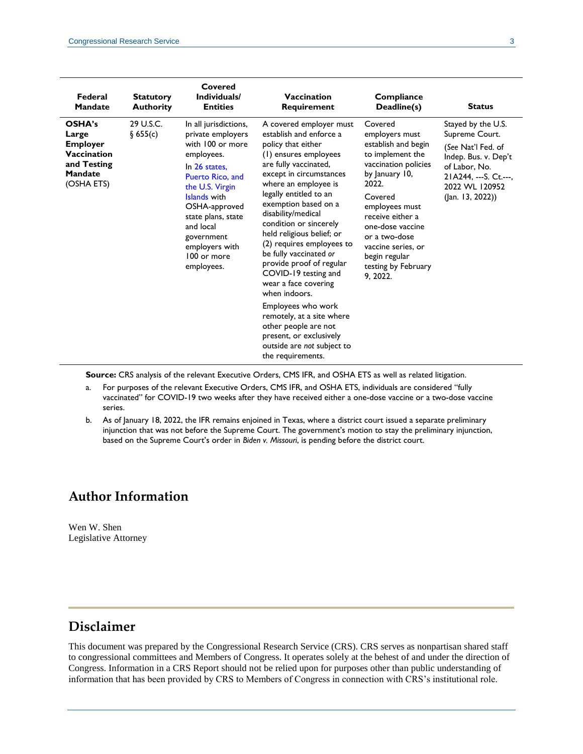| Federal Mandate | Statutory Authority | Covered Individuals/ Entities | Vaccination Requirement | Compliance Deadline(s) | Status |
| --- | --- | --- | --- | --- | --- |
| **OSHA's Large Employer Vaccination and Testing Mandate** (OSHA ETS) | 29 U.S.C. § 655(c) | In all jurisdictions, private employers with 100 or more employees. In 26 states, Puerto Rico, and the U.S. Virgin Islands with OSHA-approved state plans, state and local government employers with 100 or more employees. | A covered employer must establish and enforce a policy that either (1) ensures employees are fully vaccinated, except in circumstances where an employee is legally entitled to an exemption based on a disability/medical condition or sincerely held religious belief; or (2) requires employees to be fully vaccinated *or* provide proof of regular COVID-19 testing and wear a face covering when indoors. Employees who work remotely, at a site where other people are not present, or exclusively outside are *not* subject to the requirements. | Covered employers must establish and begin to implement the vaccination policies by January 10, 2022. Covered employees must receive either a one-dose vaccine or a two-dose vaccine series, or begin regular testing by February 9, 2022. | Stayed by the U.S. Supreme Court. (*See* Nat'l Fed. of Indep. Bus. v. Dep't of Labor, No. 21A244, ---S. Ct.---, 2022 WL 120952 (Jan. 13, 2022)) |

**Source:** CRS analysis of the relevant Executive Orders, CMS IFR, and OSHA ETS as well as related litigation.

a. For purposes of the relevant Executive Orders, CMS IFR, and OSHA ETS, individuals are considered "fully vaccinated" for COVID-19 two weeks after they have received either a one-dose vaccine or a two-dose vaccine series.

b. As of January 18, 2022, the IFR remains enjoined in Texas, where a district court issued a separate preliminary injunction that was not before the Supreme Court. The government's motion to stay the preliminary injunction, based on the Supreme Court's order in *Biden v. Missouri*, is pending before the district court.

## Author Information

Wen W. Shen
Legislative Attorney

## Disclaimer

This document was prepared by the Congressional Research Service (CRS). CRS serves as nonpartisan shared staff to congressional committees and Members of Congress. It operates solely at the behest of and under the direction of Congress. Information in a CRS Report should not be relied upon for purposes other than public understanding of information that has been provided by CRS to Members of Congress in connection with CRS's institutional role.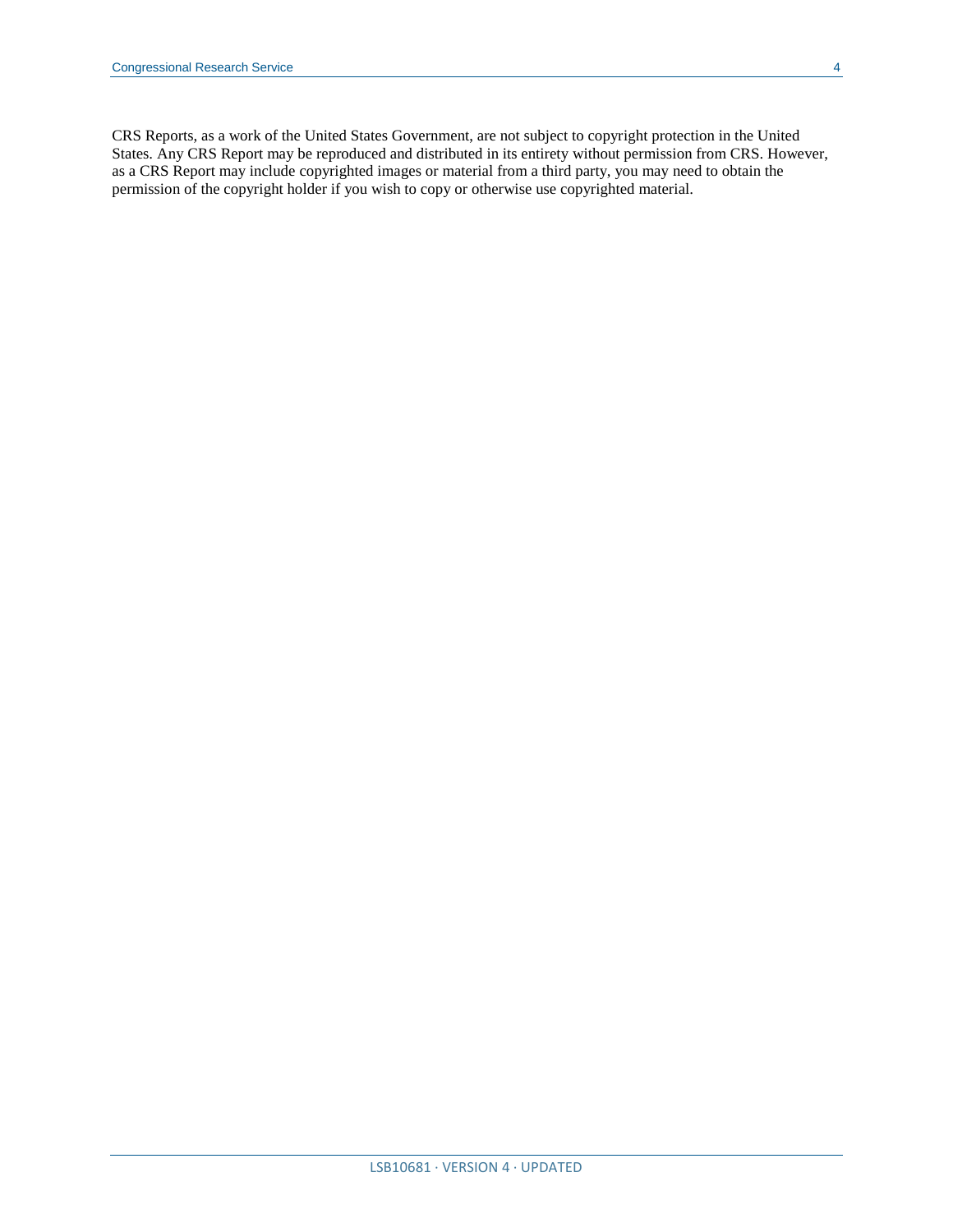CRS Reports, as a work of the United States Government, are not subject to copyright protection in the United States. Any CRS Report may be reproduced and distributed in its entirety without permission from CRS. However, as a CRS Report may include copyrighted images or material from a third party, you may need to obtain the permission of the copyright holder if you wish to copy or otherwise use copyrighted material.